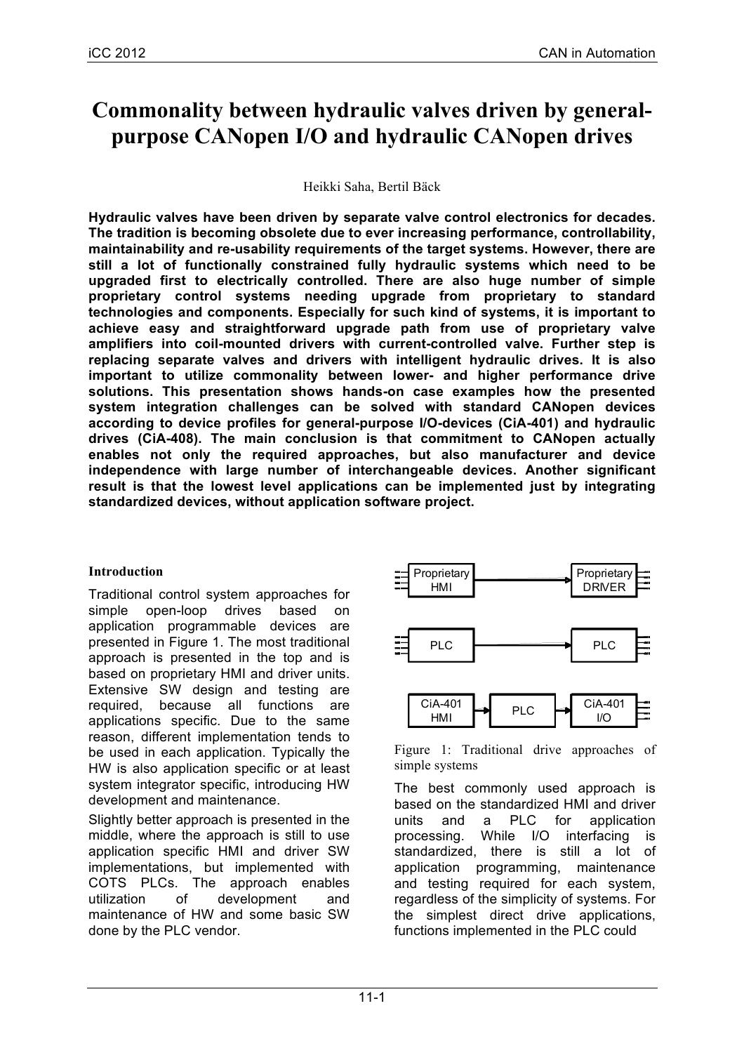# Commonality between hydraulic valves driven by general-purpose CANopen I/O and hydraulic CANopen drives

Heikki Saha, Bertil Bäck

**Hydraulic valves have been driven by separate valve control electronics for decades. The tradition is becoming obsolete due to ever increasing performance, controllability, maintainability and re-usability requirements of the target systems. However, there are still a lot of functionally constrained fully hydraulic systems which need to be upgraded first to electrically controlled. There are also huge number of simple proprietary control systems needing upgrade from proprietary to standard technologies and components. Especially for such kind of systems, it is important to achieve easy and straightforward upgrade path from use of proprietary valve amplifiers into coil-mounted drivers with current-controlled valve. Further step is replacing separate valves and drivers with intelligent hydraulic drives. It is also important to utilize commonality between lower- and higher performance drive solutions. This presentation shows hands-on case examples how the presented system integration challenges can be solved with standard CANopen devices according to device profiles for general-purpose I/O-devices (CiA-401) and hydraulic drives (CiA-408). The main conclusion is that commitment to CANopen actually enables not only the required approaches, but also manufacturer and device independence with large number of interchangeable devices. Another significant result is that the lowest level applications can be implemented just by integrating standardized devices, without application software project.**

## Introduction

Traditional control system approaches for simple open-loop drives based on application programmable devices are presented in Figure 1. The most traditional approach is presented in the top and is based on proprietary HMI and driver units. Extensive SW design and testing are required, because all functions are applications specific. Due to the same reason, different implementation tends to be used in each application. Typically the HW is also application specific or at least system integrator specific, introducing HW development and maintenance.

Slightly better approach is presented in the middle, where the approach is still to use application specific HMI and driver SW implementations, but implemented with COTS PLCs. The approach enables utilization of development and maintenance of HW and some basic SW done by the PLC vendor.

Proprietary HMI → Proprietary DRIVER

PLC → PLC

CiA-401 HMI → PLC → CiA-401 I/O

Figure 1: Traditional drive approaches of simple systems

The best commonly used approach is based on the standardized HMI and driver units and a PLC for application processing. While I/O interfacing is standardized, there is still a lot of application programming, maintenance and testing required for each system, regardless of the simplicity of systems. For the simplest direct drive applications, functions implemented in the PLC could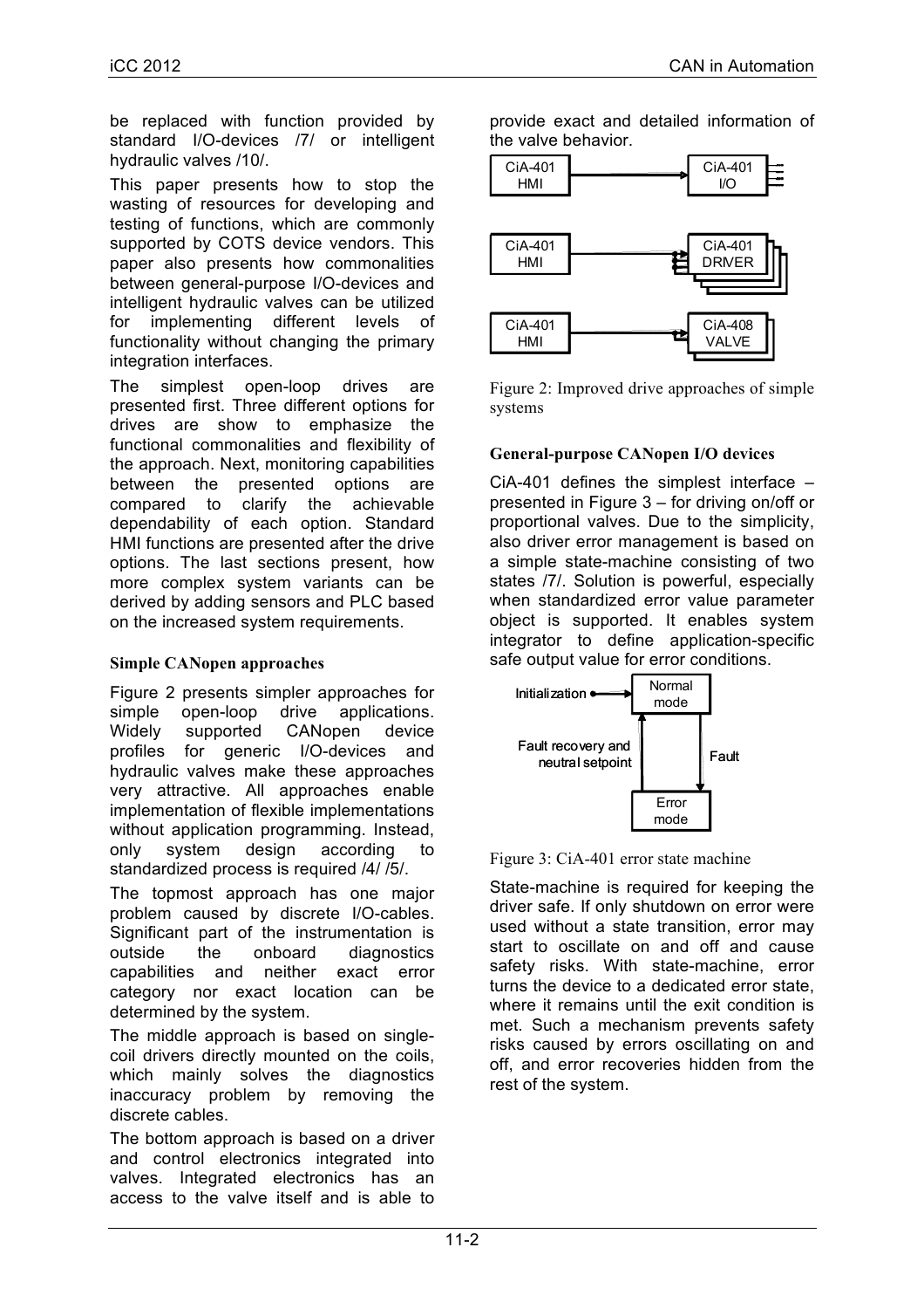be replaced with function provided by standard I/O-devices /7/ or intelligent hydraulic valves /10/.

This paper presents how to stop the wasting of resources for developing and testing of functions, which are commonly supported by COTS device vendors. This paper also presents how commonalities between general-purpose I/O-devices and intelligent hydraulic valves can be utilized for implementing different levels of functionality without changing the primary integration interfaces.

The simplest open-loop drives are presented first. Three different options for drives are show to emphasize the functional commonalities and flexibility of the approach. Next, monitoring capabilities between the presented options are compared to clarify the achievable dependability of each option. Standard HMI functions are presented after the drive options. The last sections present, how more complex system variants can be derived by adding sensors and PLC based on the increased system requirements.

### Simple CANopen approaches

Figure 2 presents simpler approaches for simple open-loop drive applications. Widely supported CANopen device profiles for generic I/O-devices and hydraulic valves make these approaches very attractive. All approaches enable implementation of flexible implementations without application programming. Instead, only system design according to standardized process is required /4/ /5/.

The topmost approach has one major problem caused by discrete I/O-cables. Significant part of the instrumentation is outside the onboard diagnostics capabilities and neither exact error category nor exact location can be determined by the system.

The middle approach is based on single-coil drivers directly mounted on the coils, which mainly solves the diagnostics inaccuracy problem by removing the discrete cables.

The bottom approach is based on a driver and control electronics integrated into valves. Integrated electronics has an access to the valve itself and is able to provide exact and detailed information of the valve behavior.

Figure 2: Improved drive approaches of simple systems

### General-purpose CANopen I/O devices

CiA-401 defines the simplest interface – presented in Figure 3 – for driving on/off or proportional valves. Due to the simplicity, also driver error management is based on a simple state-machine consisting of two states /7/. Solution is powerful, especially when standardized error value parameter object is supported. It enables system integrator to define application-specific safe output value for error conditions.

Figure 3: CiA-401 error state machine

State-machine is required for keeping the driver safe. If only shutdown on error were used without a state transition, error may start to oscillate on and off and cause safety risks. With state-machine, error turns the device to a dedicated error state, where it remains until the exit condition is met. Such a mechanism prevents safety risks caused by errors oscillating on and off, and error recoveries hidden from the rest of the system.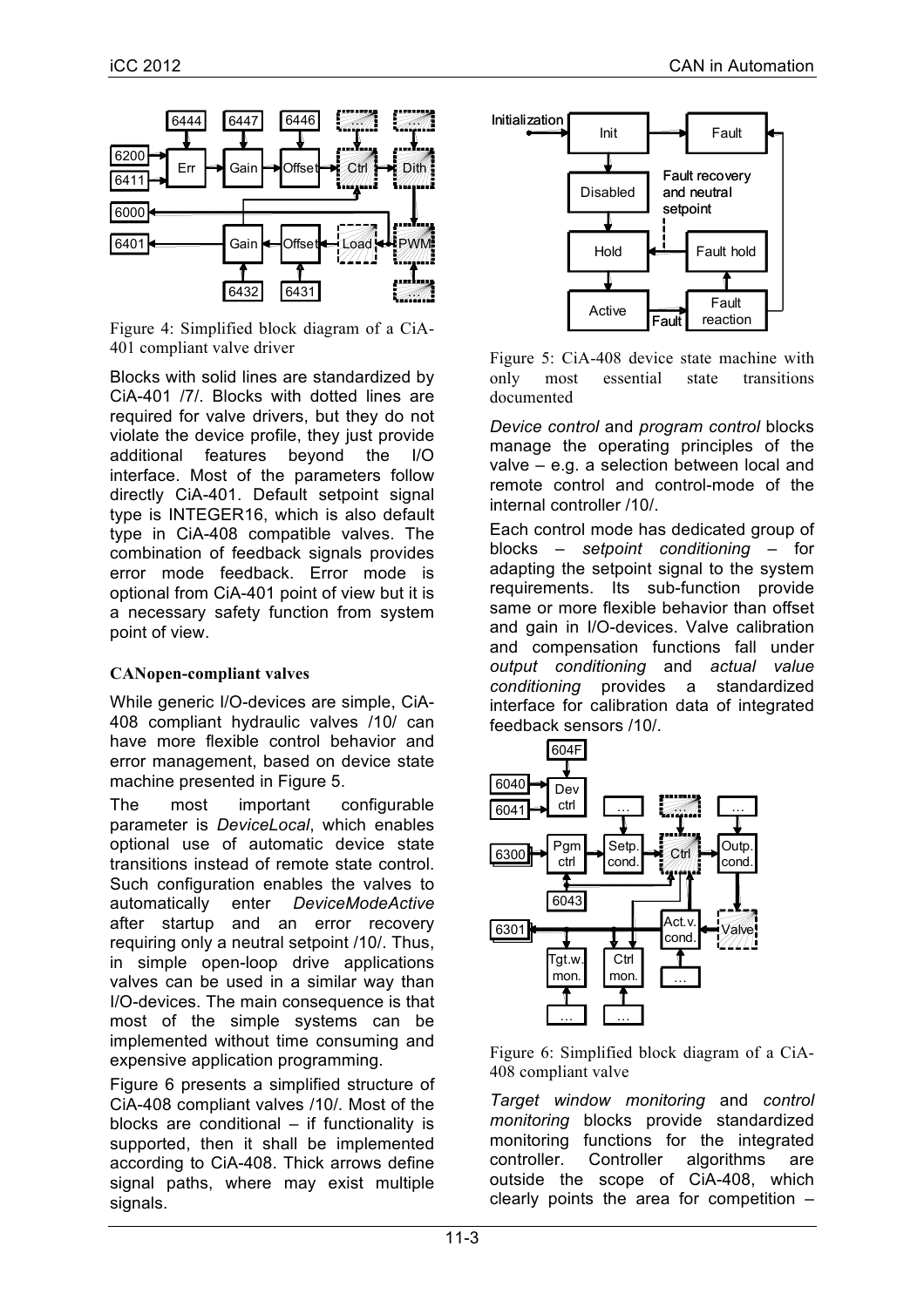Figure 4: Simplified block diagram of a CiA-401 compliant valve driver

Blocks with solid lines are standardized by CiA-401 /7/. Blocks with dotted lines are required for valve drivers, but they do not violate the device profile, they just provide additional features beyond the I/O interface. Most of the parameters follow directly CiA-401. Default setpoint signal type is INTEGER16, which is also default type in CiA-408 compatible valves. The combination of feedback signals provides error mode feedback. Error mode is optional from CiA-401 point of view but it is a necessary safety function from system point of view.

### CANopen-compliant valves

While generic I/O-devices are simple, CiA-408 compliant hydraulic valves /10/ can have more flexible control behavior and error management, based on device state machine presented in Figure 5.

The most important configurable parameter is *DeviceLocal*, which enables optional use of automatic device state transitions instead of remote state control. Such configuration enables the valves to automatically enter *DeviceModeActive* after startup and an error recovery requiring only a neutral setpoint /10/. Thus, in simple open-loop drive applications valves can be used in a similar way than I/O-devices. The main consequence is that most of the simple systems can be implemented without time consuming and expensive application programming.

Figure 6 presents a simplified structure of CiA-408 compliant valves /10/. Most of the blocks are conditional – if functionality is supported, then it shall be implemented according to CiA-408. Thick arrows define signal paths, where may exist multiple signals.

Figure 5: CiA-408 device state machine with only most essential state transitions documented

*Device control* and *program control* blocks manage the operating principles of the valve – e.g. a selection between local and remote control and control-mode of the internal controller /10/.

Each control mode has dedicated group of blocks – *setpoint conditioning* – for adapting the setpoint signal to the system requirements. Its sub-function provide same or more flexible behavior than offset and gain in I/O-devices. Valve calibration and compensation functions fall under *output conditioning* and *actual value conditioning* provides a standardized interface for calibration data of integrated feedback sensors /10/.

Figure 6: Simplified block diagram of a CiA-408 compliant valve

*Target window monitoring* and *control monitoring* blocks provide standardized monitoring functions for the integrated controller. Controller algorithms are outside the scope of CiA-408, which clearly points the area for competition –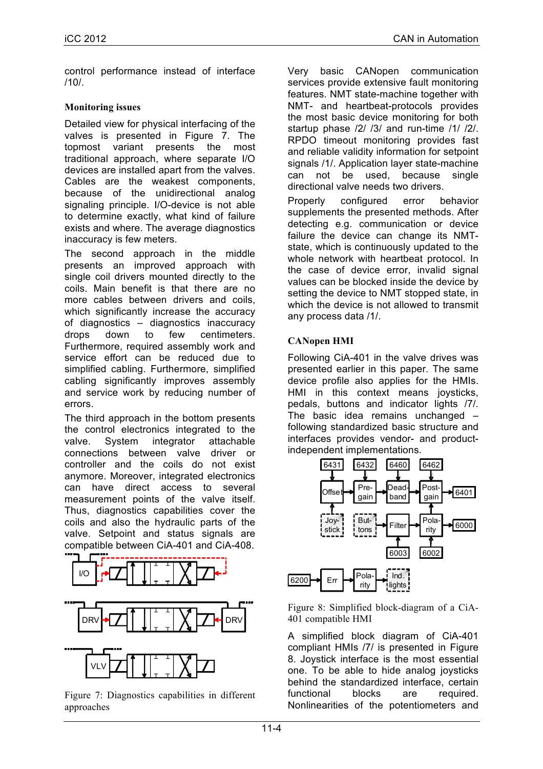control performance instead of interface /10/.

### Monitoring issues

Detailed view for physical interfacing of the valves is presented in Figure 7. The topmost variant presents the most traditional approach, where separate I/O devices are installed apart from the valves. Cables are the weakest components, because of the unidirectional analog signaling principle. I/O-device is not able to determine exactly, what kind of failure exists and where. The average diagnostics inaccuracy is few meters.

The second approach in the middle presents an improved approach with single coil drivers mounted directly to the coils. Main benefit is that there are no more cables between drivers and coils, which significantly increase the accuracy of diagnostics – diagnostics inaccuracy drops down to few centimeters. Furthermore, required assembly work and service effort can be reduced due to simplified cabling. Furthermore, simplified cabling significantly improves assembly and service work by reducing number of errors.

The third approach in the bottom presents the control electronics integrated to the valve. System integrator attachable connections between valve driver or controller and the coils do not exist anymore. Moreover, integrated electronics can have direct access to several measurement points of the valve itself. Thus, diagnostics capabilities cover the coils and also the hydraulic parts of the valve. Setpoint and status signals are compatible between CiA-401 and CiA-408.

Figure 7: Diagnostics capabilities in different approaches

Very basic CANopen communication services provide extensive fault monitoring features. NMT state-machine together with NMT- and heartbeat-protocols provides the most basic device monitoring for both startup phase /2/ /3/ and run-time /1/ /2/. RPDO timeout monitoring provides fast and reliable validity information for setpoint signals /1/. Application layer state-machine can not be used, because single directional valve needs two drivers.

Properly configured error behavior supplements the presented methods. After detecting e.g. communication or device failure the device can change its NMT-state, which is continuously updated to the whole network with heartbeat protocol. In the case of device error, invalid signal values can be blocked inside the device by setting the device to NMT stopped state, in which the device is not allowed to transmit any process data /1/.

### CANopen HMI

Following CiA-401 in the valve drives was presented earlier in this paper. The same device profile also applies for the HMIs. HMI in this context means joysticks, pedals, buttons and indicator lights /7/. The basic idea remains unchanged – following standardized basic structure and interfaces provides vendor- and product-independent implementations.

Figure 8: Simplified block-diagram of a CiA-401 compatible HMI

A simplified block diagram of CiA-401 compliant HMIs /7/ is presented in Figure 8. Joystick interface is the most essential one. To be able to hide analog joysticks behind the standardized interface, certain functional blocks are required. Nonlinearities of the potentiometers and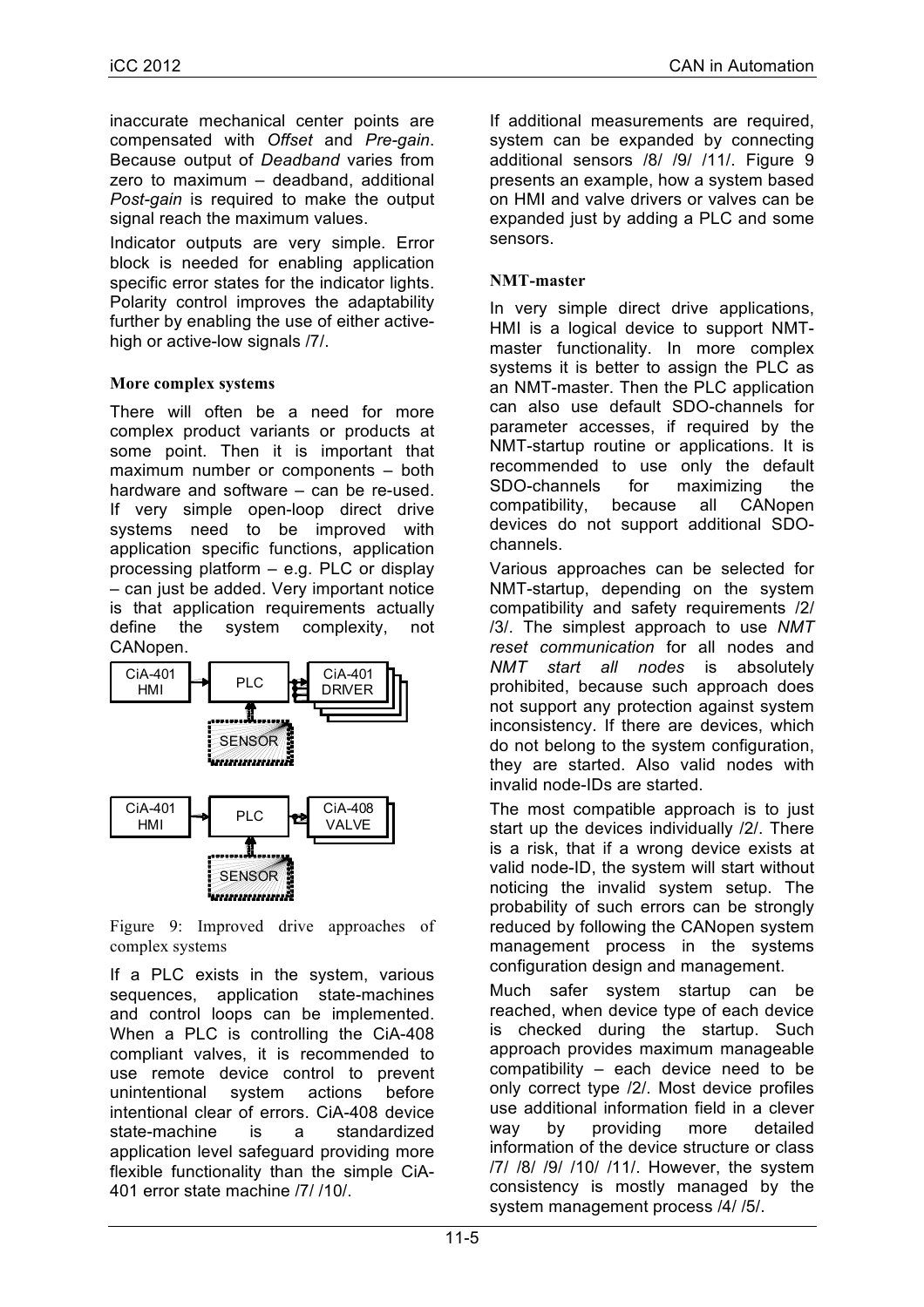inaccurate mechanical center points are compensated with *Offset* and *Pre-gain*. Because output of *Deadband* varies from zero to maximum – deadband, additional *Post-gain* is required to make the output signal reach the maximum values.

Indicator outputs are very simple. Error block is needed for enabling application specific error states for the indicator lights. Polarity control improves the adaptability further by enabling the use of either active-high or active-low signals /7/.

### More complex systems

There will often be a need for more complex product variants or products at some point. Then it is important that maximum number or components – both hardware and software – can be re-used. If very simple open-loop direct drive systems need to be improved with application specific functions, application processing platform – e.g. PLC or display – can just be added. Very important notice is that application requirements actually define the system complexity, not CANopen.

Figure 9: Improved drive approaches of complex systems

If a PLC exists in the system, various sequences, application state-machines and control loops can be implemented. When a PLC is controlling the CiA-408 compliant valves, it is recommended to use remote device control to prevent unintentional system actions before intentional clear of errors. CiA-408 device state-machine is a standardized application level safeguard providing more flexible functionality than the simple CiA-401 error state machine /7/ /10/.

If additional measurements are required, system can be expanded by connecting additional sensors /8/ /9/ /11/. Figure 9 presents an example, how a system based on HMI and valve drivers or valves can be expanded just by adding a PLC and some sensors.

### NMT-master

In very simple direct drive applications, HMI is a logical device to support NMT-master functionality. In more complex systems it is better to assign the PLC as an NMT-master. Then the PLC application can also use default SDO-channels for parameter accesses, if required by the NMT-startup routine or applications. It is recommended to use only the default SDO-channels for maximizing the compatibility, because all CANopen devices do not support additional SDO-channels.

Various approaches can be selected for NMT-startup, depending on the system compatibility and safety requirements /2/ /3/. The simplest approach to use *NMT reset communication* for all nodes and *NMT start all nodes* is absolutely prohibited, because such approach does not support any protection against system inconsistency. If there are devices, which do not belong to the system configuration, they are started. Also valid nodes with invalid node-IDs are started.

The most compatible approach is to just start up the devices individually /2/. There is a risk, that if a wrong device exists at valid node-ID, the system will start without noticing the invalid system setup. The probability of such errors can be strongly reduced by following the CANopen system management process in the systems configuration design and management.

Much safer system startup can be reached, when device type of each device is checked during the startup. Such approach provides maximum manageable compatibility – each device need to be only correct type /2/. Most device profiles use additional information field in a clever way by providing more detailed information of the device structure or class /7/ /8/ /9/ /10/ /11/. However, the system consistency is mostly managed by the system management process /4/ /5/.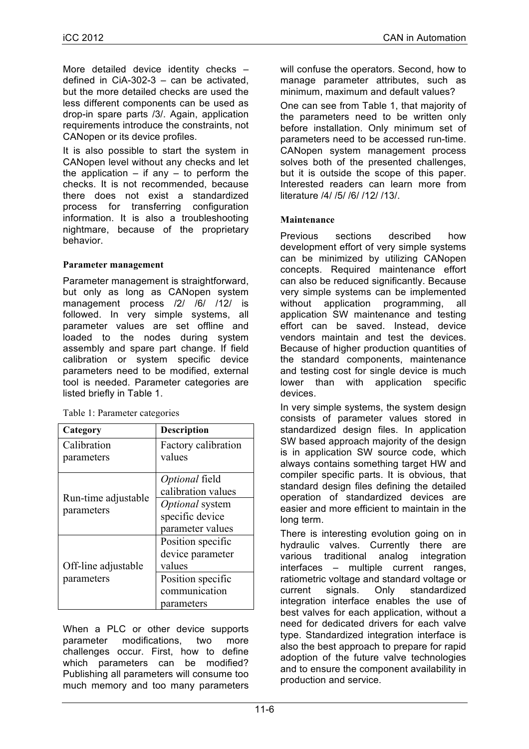More detailed device identity checks – defined in CiA-302-3 – can be activated, but the more detailed checks are used the less different components can be used as drop-in spare parts /3/. Again, application requirements introduce the constraints, not CANopen or its device profiles.

It is also possible to start the system in CANopen level without any checks and let the application – if any – to perform the checks. It is not recommended, because there does not exist a standardized process for transferring configuration information. It is also a troubleshooting nightmare, because of the proprietary behavior.

### Parameter management

Parameter management is straightforward, but only as long as CANopen system management process /2/ /6/ /12/ is followed. In very simple systems, all parameter values are set offline and loaded to the nodes during system assembly and spare part change. If field calibration or system specific device parameters need to be modified, external tool is needed. Parameter categories are listed briefly in Table 1.

Table 1: Parameter categories

| Category | Description |
|---|---|
| Calibration parameters | Factory calibration values |
| Run-time adjustable parameters | *Optional* field calibration values |
| | *Optional* system specific device parameter values |
| Off-line adjustable parameters | Position specific device parameter values |
| | Position specific communication parameters |

When a PLC or other device supports parameter modifications, two more challenges occur. First, how to define which parameters can be modified? Publishing all parameters will consume too much memory and too many parameters will confuse the operators. Second, how to manage parameter attributes, such as minimum, maximum and default values?

One can see from Table 1, that majority of the parameters need to be written only before installation. Only minimum set of parameters need to be accessed run-time. CANopen system management process solves both of the presented challenges, but it is outside the scope of this paper. Interested readers can learn more from literature /4/ /5/ /6/ /12/ /13/.

### Maintenance

Previous sections described how development effort of very simple systems can be minimized by utilizing CANopen concepts. Required maintenance effort can also be reduced significantly. Because very simple systems can be implemented without application programming, all application SW maintenance and testing effort can be saved. Instead, device vendors maintain and test the devices. Because of higher production quantities of the standard components, maintenance and testing cost for single device is much lower than with application specific devices.

In very simple systems, the system design consists of parameter values stored in standardized design files. In application SW based approach majority of the design is in application SW source code, which always contains something target HW and compiler specific parts. It is obvious, that standard design files defining the detailed operation of standardized devices are easier and more efficient to maintain in the long term.

There is interesting evolution going on in hydraulic valves. Currently there are various traditional analog integration interfaces – multiple current ranges, ratiometric voltage and standard voltage or current signals. Only standardized integration interface enables the use of best valves for each application, without a need for dedicated drivers for each valve type. Standardized integration interface is also the best approach to prepare for rapid adoption of the future valve technologies and to ensure the component availability in production and service.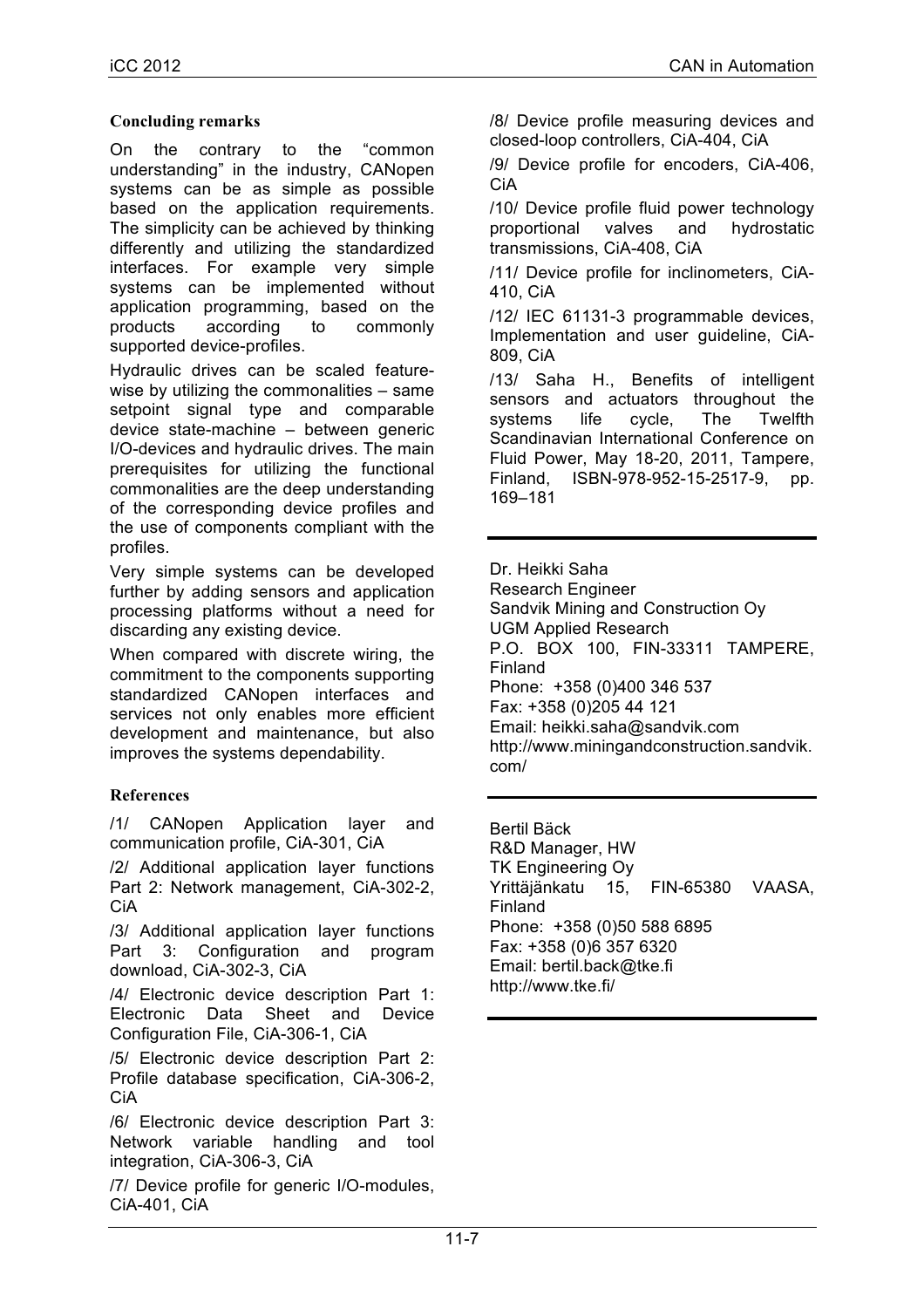### Concluding remarks

On the contrary to the "common understanding" in the industry, CANopen systems can be as simple as possible based on the application requirements. The simplicity can be achieved by thinking differently and utilizing the standardized interfaces. For example very simple systems can be implemented without application programming, based on the products according to commonly supported device-profiles.

Hydraulic drives can be scaled feature-wise by utilizing the commonalities – same setpoint signal type and comparable device state-machine – between generic I/O-devices and hydraulic drives. The main prerequisites for utilizing the functional commonalities are the deep understanding of the corresponding device profiles and the use of components compliant with the profiles.

Very simple systems can be developed further by adding sensors and application processing platforms without a need for discarding any existing device.

When compared with discrete wiring, the commitment to the components supporting standardized CANopen interfaces and services not only enables more efficient development and maintenance, but also improves the systems dependability.

### References

/1/ CANopen Application layer and communication profile, CiA-301, CiA

/2/ Additional application layer functions Part 2: Network management, CiA-302-2, CiA

/3/ Additional application layer functions Part 3: Configuration and program download, CiA-302-3, CiA

/4/ Electronic device description Part 1: Electronic Data Sheet and Device Configuration File, CiA-306-1, CiA

/5/ Electronic device description Part 2: Profile database specification, CiA-306-2, CiA

/6/ Electronic device description Part 3: Network variable handling and tool integration, CiA-306-3, CiA

/7/ Device profile for generic I/O-modules, CiA-401, CiA

/8/ Device profile measuring devices and closed-loop controllers, CiA-404, CiA

/9/ Device profile for encoders, CiA-406, CiA

/10/ Device profile fluid power technology proportional valves and hydrostatic transmissions, CiA-408, CiA

/11/ Device profile for inclinometers, CiA-410, CiA

/12/ IEC 61131-3 programmable devices, Implementation and user guideline, CiA-809, CiA

/13/ Saha H., Benefits of intelligent sensors and actuators throughout the systems life cycle, The Twelfth Scandinavian International Conference on Fluid Power, May 18-20, 2011, Tampere, Finland, ISBN-978-952-15-2517-9, pp. 169–181

---

Dr. Heikki Saha
Research Engineer
Sandvik Mining and Construction Oy
UGM Applied Research
P.O. BOX 100, FIN-33311 TAMPERE, Finland
Phone: +358 (0)400 346 537
Fax: +358 (0)205 44 121
Email: heikki.saha@sandvik.com
http://www.miningandconstruction.sandvik.com/

---

Bertil Bäck
R&D Manager, HW
TK Engineering Oy
Yrittäjänkatu 15, FIN-65380 VAASA, Finland
Phone: +358 (0)50 588 6895
Fax: +358 (0)6 357 6320
Email: bertil.back@tke.fi
http://www.tke.fi/